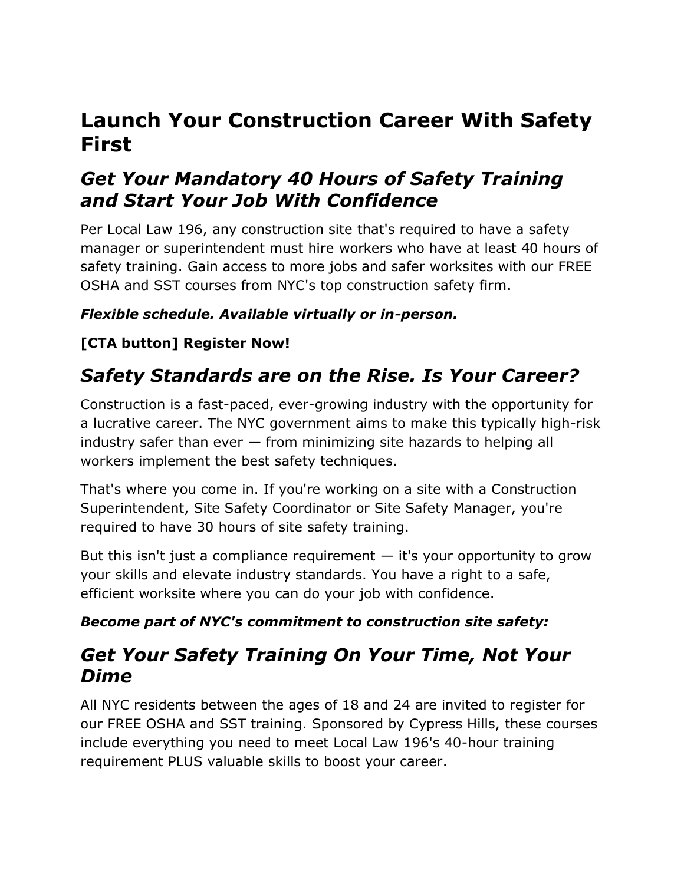# Launch Your Construction Career With Safety First

## *Get Your Mandatory 40 Hours of Safety Training and Start Your Job With Confidence*

Per Local Law 196, any construction site that's required to have a safety manager or superintendent must hire workers who have at least 40 hours of safety training. Gain access to more jobs and safer worksites with our FREE OSHA and SST courses from NYC's top construction safety firm.

***Flexible schedule. Available virtually or in-person.***

**[CTA button] Register Now!**

## *Safety Standards are on the Rise. Is Your Career?*

Construction is a fast-paced, ever-growing industry with the opportunity for a lucrative career. The NYC government aims to make this typically high-risk industry safer than ever — from minimizing site hazards to helping all workers implement the best safety techniques.

That's where you come in. If you're working on a site with a Construction Superintendent, Site Safety Coordinator or Site Safety Manager, you're required to have 30 hours of site safety training.

But this isn't just a compliance requirement — it's your opportunity to grow your skills and elevate industry standards. You have a right to a safe, efficient worksite where you can do your job with confidence.

***Become part of NYC's commitment to construction site safety:***

## *Get Your Safety Training On Your Time, Not Your Dime*

All NYC residents between the ages of 18 and 24 are invited to register for our FREE OSHA and SST training. Sponsored by Cypress Hills, these courses include everything you need to meet Local Law 196's 40-hour training requirement PLUS valuable skills to boost your career.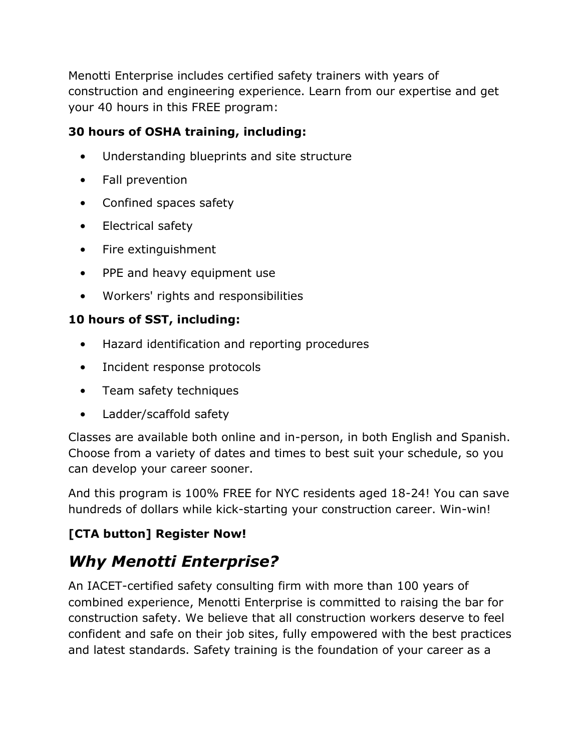Menotti Enterprise includes certified safety trainers with years of construction and engineering experience. Learn from our expertise and get your 40 hours in this FREE program:

**30 hours of OSHA training, including:**

- Understanding blueprints and site structure
- Fall prevention
- Confined spaces safety
- Electrical safety
- Fire extinguishment
- PPE and heavy equipment use
- Workers' rights and responsibilities

**10 hours of SST, including:**

- Hazard identification and reporting procedures
- Incident response protocols
- Team safety techniques
- Ladder/scaffold safety

Classes are available both online and in-person, in both English and Spanish. Choose from a variety of dates and times to best suit your schedule, so you can develop your career sooner.

And this program is 100% FREE for NYC residents aged 18-24! You can save hundreds of dollars while kick-starting your construction career. Win-win!

**[CTA button] Register Now!**

## *Why Menotti Enterprise?*

An IACET-certified safety consulting firm with more than 100 years of combined experience, Menotti Enterprise is committed to raising the bar for construction safety. We believe that all construction workers deserve to feel confident and safe on their job sites, fully empowered with the best practices and latest standards. Safety training is the foundation of your career as a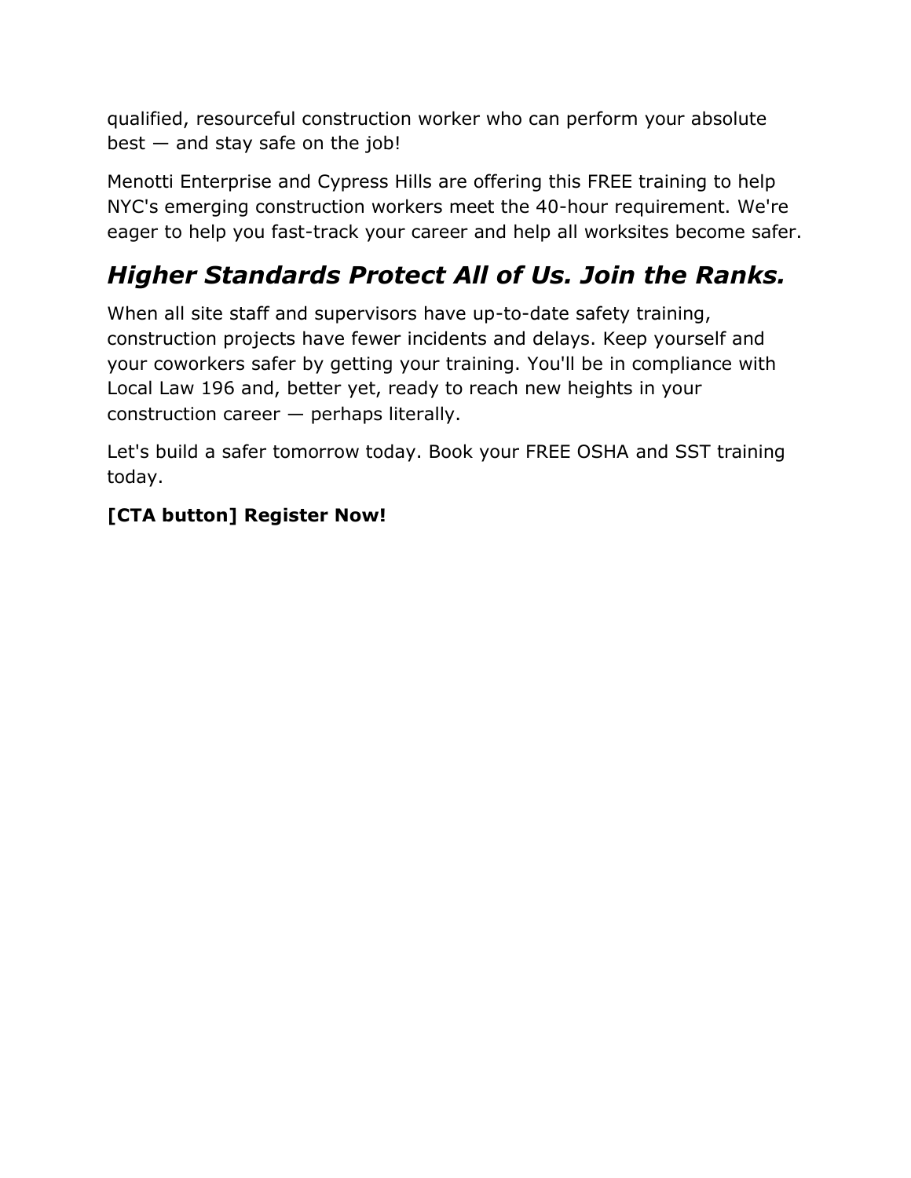qualified, resourceful construction worker who can perform your absolute best — and stay safe on the job!

Menotti Enterprise and Cypress Hills are offering this FREE training to help NYC's emerging construction workers meet the 40-hour requirement. We're eager to help you fast-track your career and help all worksites become safer.

## *Higher Standards Protect All of Us. Join the Ranks.*

When all site staff and supervisors have up-to-date safety training, construction projects have fewer incidents and delays. Keep yourself and your coworkers safer by getting your training. You'll be in compliance with Local Law 196 and, better yet, ready to reach new heights in your construction career — perhaps literally.

Let's build a safer tomorrow today. Book your FREE OSHA and SST training today.

**[CTA button] Register Now!**